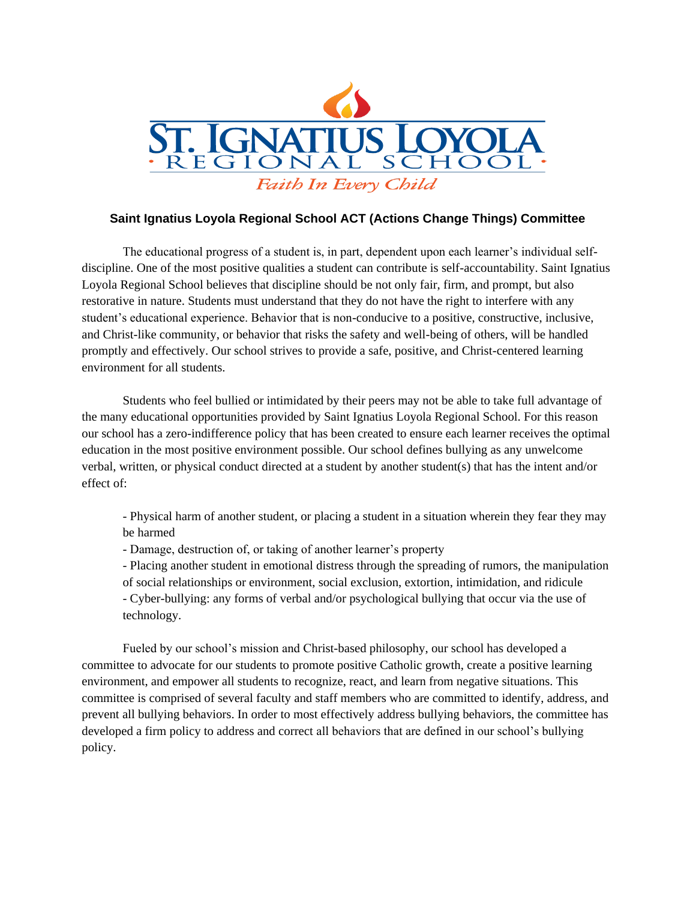# ST. IGNATIUS LOYOLA

· REGIONAL SCHOOL ·

*Faith In Every Child*

## Saint Ignatius Loyola Regional School ACT (Actions Change Things) Committee

The educational progress of a student is, in part, dependent upon each learner's individual self-discipline. One of the most positive qualities a student can contribute is self-accountability. Saint Ignatius Loyola Regional School believes that discipline should be not only fair, firm, and prompt, but also restorative in nature. Students must understand that they do not have the right to interfere with any student's educational experience. Behavior that is non-conducive to a positive, constructive, inclusive, and Christ-like community, or behavior that risks the safety and well-being of others, will be handled promptly and effectively. Our school strives to provide a safe, positive, and Christ-centered learning environment for all students.

Students who feel bullied or intimidated by their peers may not be able to take full advantage of the many educational opportunities provided by Saint Ignatius Loyola Regional School. For this reason our school has a zero-indifference policy that has been created to ensure each learner receives the optimal education in the most positive environment possible. Our school defines bullying as any unwelcome verbal, written, or physical conduct directed at a student by another student(s) that has the intent and/or effect of:

- Physical harm of another student, or placing a student in a situation wherein they fear they may be harmed
- Damage, destruction of, or taking of another learner's property
- Placing another student in emotional distress through the spreading of rumors, the manipulation of social relationships or environment, social exclusion, extortion, intimidation, and ridicule
- Cyber-bullying: any forms of verbal and/or psychological bullying that occur via the use of technology.

Fueled by our school's mission and Christ-based philosophy, our school has developed a committee to advocate for our students to promote positive Catholic growth, create a positive learning environment, and empower all students to recognize, react, and learn from negative situations. This committee is comprised of several faculty and staff members who are committed to identify, address, and prevent all bullying behaviors. In order to most effectively address bullying behaviors, the committee has developed a firm policy to address and correct all behaviors that are defined in our school's bullying policy.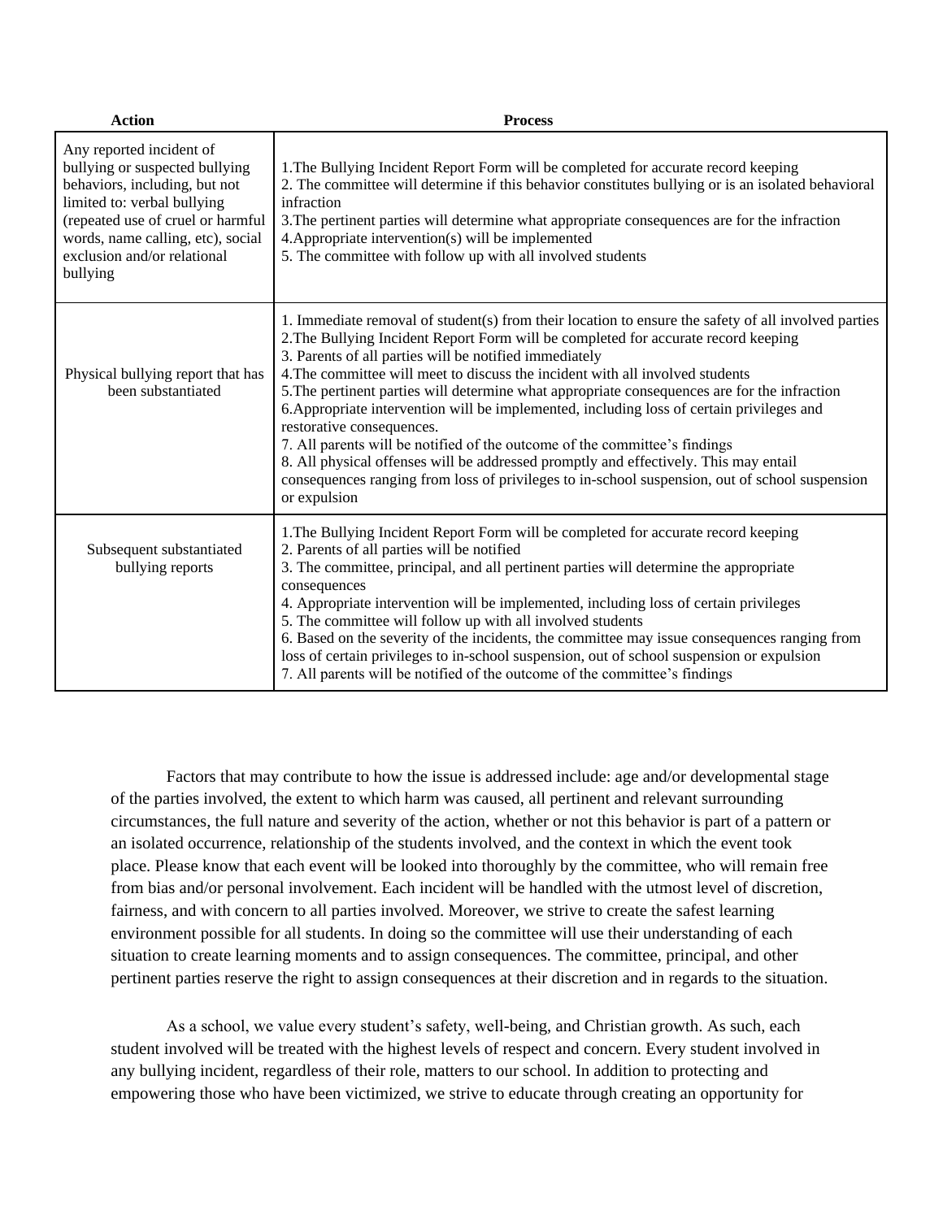| Action | Process |
|---|---|
| Any reported incident of bullying or suspected bullying behaviors, including, but not limited to: verbal bullying (repeated use of cruel or harmful words, name calling, etc), social exclusion and/or relational bullying | 1.The Bullying Incident Report Form will be completed for accurate record keeping<br>2. The committee will determine if this behavior constitutes bullying or is an isolated behavioral infraction<br>3.The pertinent parties will determine what appropriate consequences are for the infraction<br>4.Appropriate intervention(s) will be implemented<br>5. The committee with follow up with all involved students |
| Physical bullying report that has been substantiated | 1. Immediate removal of student(s) from their location to ensure the safety of all involved parties<br>2.The Bullying Incident Report Form will be completed for accurate record keeping<br>3. Parents of all parties will be notified immediately<br>4.The committee will meet to discuss the incident with all involved students<br>5.The pertinent parties will determine what appropriate consequences are for the infraction<br>6.Appropriate intervention will be implemented, including loss of certain privileges and restorative consequences.<br>7. All parents will be notified of the outcome of the committee's findings<br>8. All physical offenses will be addressed promptly and effectively. This may entail consequences ranging from loss of privileges to in-school suspension, out of school suspension or expulsion |
| Subsequent substantiated bullying reports | 1.The Bullying Incident Report Form will be completed for accurate record keeping<br>2. Parents of all parties will be notified<br>3. The committee, principal, and all pertinent parties will determine the appropriate consequences<br>4. Appropriate intervention will be implemented, including loss of certain privileges<br>5. The committee will follow up with all involved students<br>6. Based on the severity of the incidents, the committee may issue consequences ranging from loss of certain privileges to in-school suspension, out of school suspension or expulsion<br>7. All parents will be notified of the outcome of the committee's findings |

Factors that may contribute to how the issue is addressed include: age and/or developmental stage of the parties involved, the extent to which harm was caused, all pertinent and relevant surrounding circumstances, the full nature and severity of the action, whether or not this behavior is part of a pattern or an isolated occurrence, relationship of the students involved, and the context in which the event took place. Please know that each event will be looked into thoroughly by the committee, who will remain free from bias and/or personal involvement. Each incident will be handled with the utmost level of discretion, fairness, and with concern to all parties involved. Moreover, we strive to create the safest learning environment possible for all students. In doing so the committee will use their understanding of each situation to create learning moments and to assign consequences. The committee, principal, and other pertinent parties reserve the right to assign consequences at their discretion and in regards to the situation.

As a school, we value every student's safety, well-being, and Christian growth. As such, each student involved will be treated with the highest levels of respect and concern. Every student involved in any bullying incident, regardless of their role, matters to our school. In addition to protecting and empowering those who have been victimized, we strive to educate through creating an opportunity for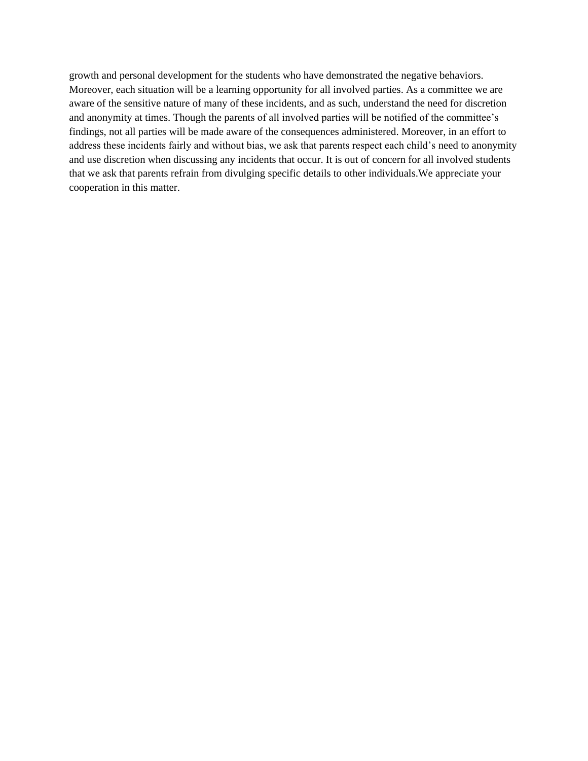growth and personal development for the students who have demonstrated the negative behaviors. Moreover, each situation will be a learning opportunity for all involved parties. As a committee we are aware of the sensitive nature of many of these incidents, and as such, understand the need for discretion and anonymity at times. Though the parents of all involved parties will be notified of the committee's findings, not all parties will be made aware of the consequences administered. Moreover, in an effort to address these incidents fairly and without bias, we ask that parents respect each child's need to anonymity and use discretion when discussing any incidents that occur. It is out of concern for all involved students that we ask that parents refrain from divulging specific details to other individuals.We appreciate your cooperation in this matter.